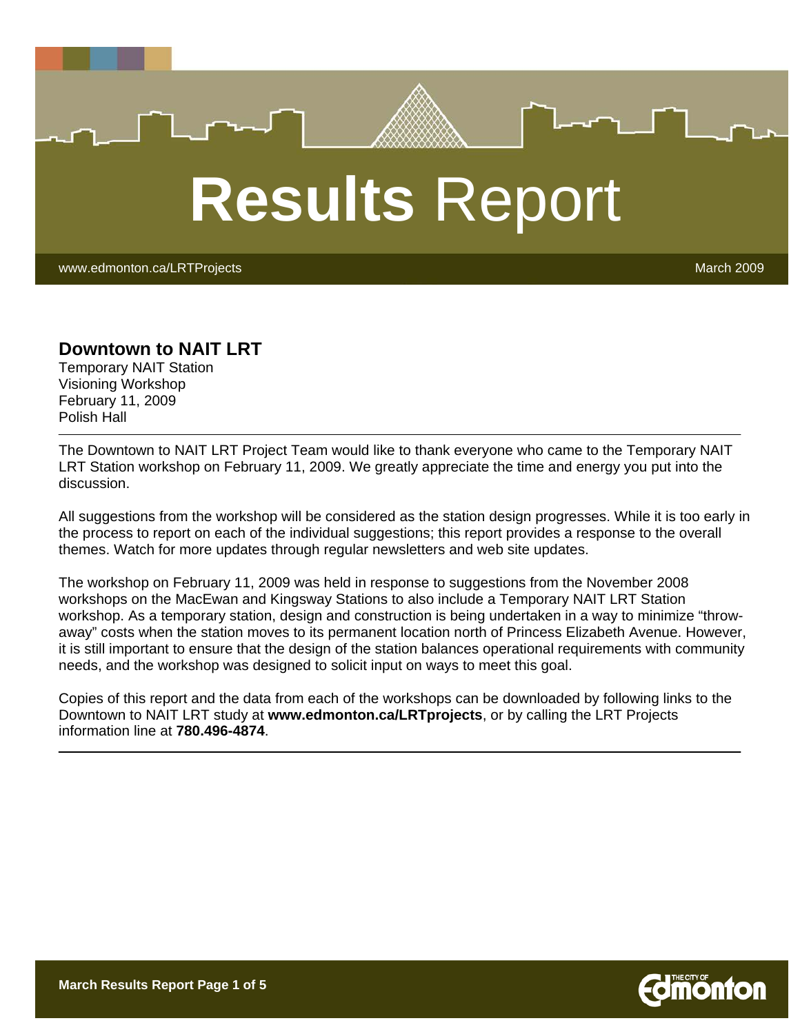# Results Report

www.edmonton.ca/LRTProjects

March 2009

## Downtown to NAIT LRT

Temporary NAIT Station
Visioning Workshop
February 11, 2009
Polish Hall

---

The Downtown to NAIT LRT Project Team would like to thank everyone who came to the Temporary NAIT LRT Station workshop on February 11, 2009. We greatly appreciate the time and energy you put into the discussion.

All suggestions from the workshop will be considered as the station design progresses. While it is too early in the process to report on each of the individual suggestions; this report provides a response to the overall themes. Watch for more updates through regular newsletters and web site updates.

The workshop on February 11, 2009 was held in response to suggestions from the November 2008 workshops on the MacEwan and Kingsway Stations to also include a Temporary NAIT LRT Station workshop. As a temporary station, design and construction is being undertaken in a way to minimize "throw-away" costs when the station moves to its permanent location north of Princess Elizabeth Avenue. However, it is still important to ensure that the design of the station balances operational requirements with community needs, and the workshop was designed to solicit input on ways to meet this goal.

Copies of this report and the data from each of the workshops can be downloaded by following links to the Downtown to NAIT LRT study at **www.edmonton.ca/LRTprojects**, or by calling the LRT Projects information line at **780.496-4874**.

---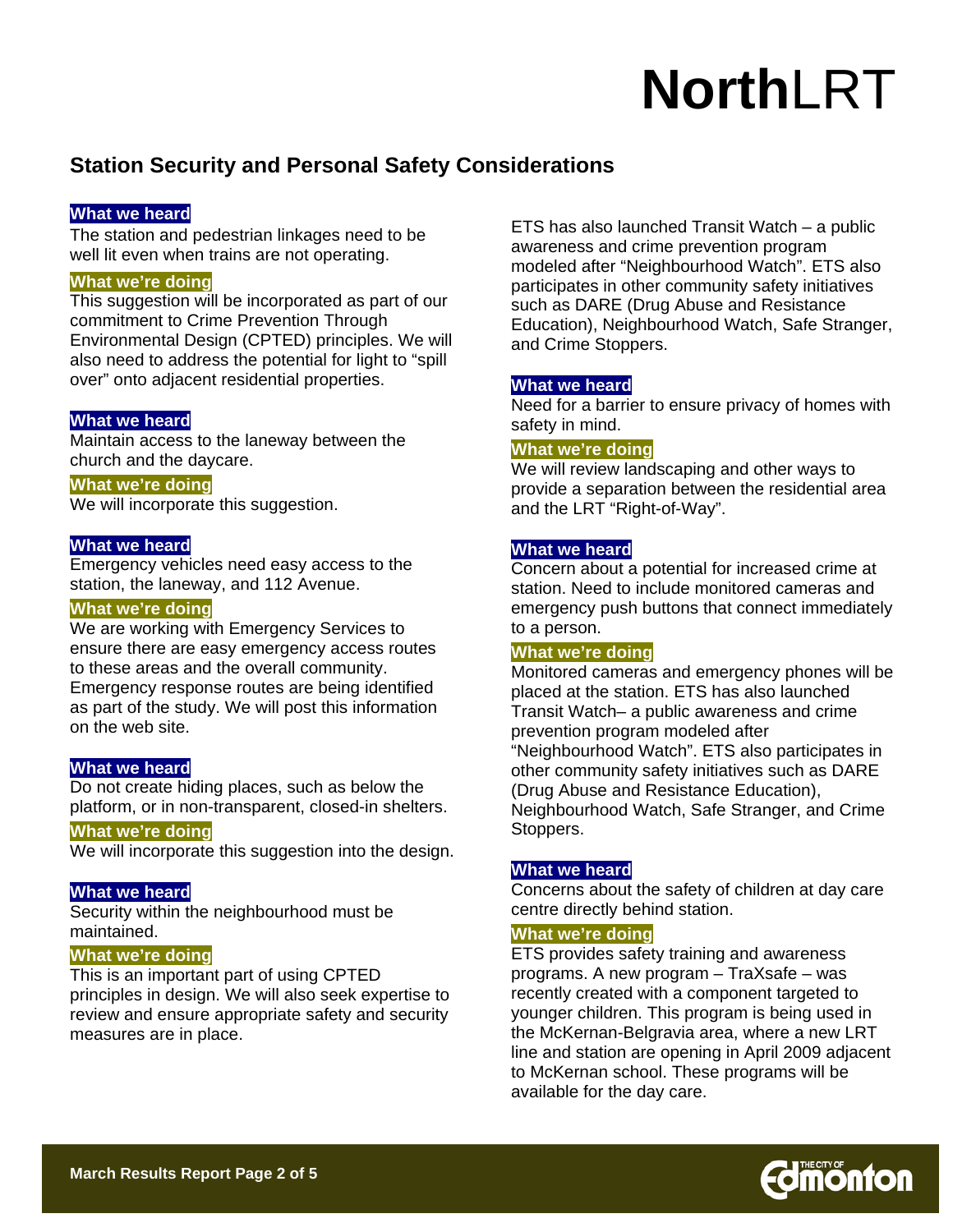## Station Security and Personal Safety Considerations

**What we heard**

The station and pedestrian linkages need to be well lit even when trains are not operating.

**What we're doing**

This suggestion will be incorporated as part of our commitment to Crime Prevention Through Environmental Design (CPTED) principles. We will also need to address the potential for light to "spill over" onto adjacent residential properties.

**What we heard**

Maintain access to the laneway between the church and the daycare.

**What we're doing**

We will incorporate this suggestion.

**What we heard**

Emergency vehicles need easy access to the station, the laneway, and 112 Avenue.

**What we're doing**

We are working with Emergency Services to ensure there are easy emergency access routes to these areas and the overall community. Emergency response routes are being identified as part of the study. We will post this information on the web site.

**What we heard**

Do not create hiding places, such as below the platform, or in non-transparent, closed-in shelters.

**What we're doing**

We will incorporate this suggestion into the design.

**What we heard**

Security within the neighbourhood must be maintained.

**What we're doing**

This is an important part of using CPTED principles in design. We will also seek expertise to review and ensure appropriate safety and security measures are in place.

ETS has also launched Transit Watch – a public awareness and crime prevention program modeled after "Neighbourhood Watch". ETS also participates in other community safety initiatives such as DARE (Drug Abuse and Resistance Education), Neighbourhood Watch, Safe Stranger, and Crime Stoppers.

**What we heard**

Need for a barrier to ensure privacy of homes with safety in mind.

**What we're doing**

We will review landscaping and other ways to provide a separation between the residential area and the LRT "Right-of-Way".

**What we heard**

Concern about a potential for increased crime at station. Need to include monitored cameras and emergency push buttons that connect immediately to a person.

**What we're doing**

Monitored cameras and emergency phones will be placed at the station. ETS has also launched Transit Watch– a public awareness and crime prevention program modeled after "Neighbourhood Watch". ETS also participates in other community safety initiatives such as DARE (Drug Abuse and Resistance Education), Neighbourhood Watch, Safe Stranger, and Crime Stoppers.

**What we heard**

Concerns about the safety of children at day care centre directly behind station.

**What we're doing**

ETS provides safety training and awareness programs. A new program – TraXsafe – was recently created with a component targeted to younger children. This program is being used in the McKernan-Belgravia area, where a new LRT line and station are opening in April 2009 adjacent to McKernan school. These programs will be available for the day care.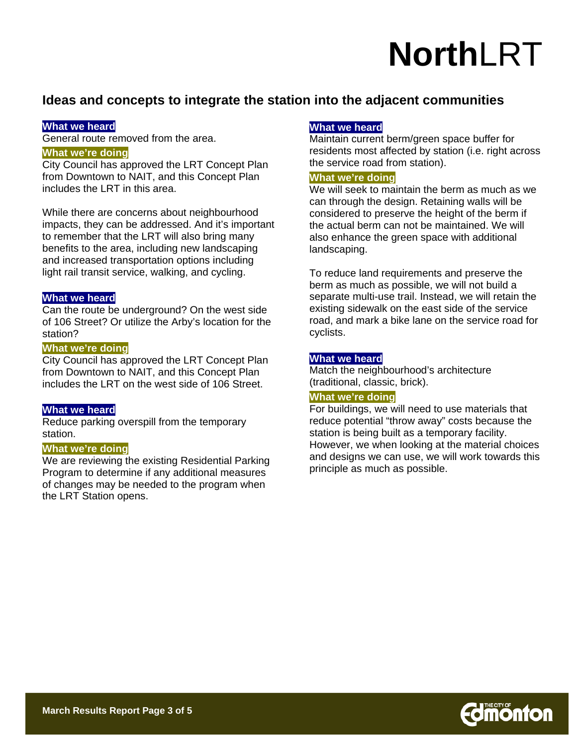# NorthLRT

## Ideas and concepts to integrate the station into the adjacent communities

**What we heard**

General route removed from the area.

**What we're doing**

City Council has approved the LRT Concept Plan from Downtown to NAIT, and this Concept Plan includes the LRT in this area.

While there are concerns about neighbourhood impacts, they can be addressed. And it's important to remember that the LRT will also bring many benefits to the area, including new landscaping and increased transportation options including light rail transit service, walking, and cycling.

**What we heard**

Can the route be underground? On the west side of 106 Street? Or utilize the Arby's location for the station?

**What we're doing**

City Council has approved the LRT Concept Plan from Downtown to NAIT, and this Concept Plan includes the LRT on the west side of 106 Street.

**What we heard**

Reduce parking overspill from the temporary station.

**What we're doing**

We are reviewing the existing Residential Parking Program to determine if any additional measures of changes may be needed to the program when the LRT Station opens.

**What we heard**

Maintain current berm/green space buffer for residents most affected by station (i.e. right across the service road from station).

**What we're doing**

We will seek to maintain the berm as much as we can through the design. Retaining walls will be considered to preserve the height of the berm if the actual berm can not be maintained. We will also enhance the green space with additional landscaping.

To reduce land requirements and preserve the berm as much as possible, we will not build a separate multi-use trail. Instead, we will retain the existing sidewalk on the east side of the service road, and mark a bike lane on the service road for cyclists.

**What we heard**

Match the neighbourhood's architecture (traditional, classic, brick).

**What we're doing**

For buildings, we will need to use materials that reduce potential "throw away" costs because the station is being built as a temporary facility. However, we when looking at the material choices and designs we can use, we will work towards this principle as much as possible.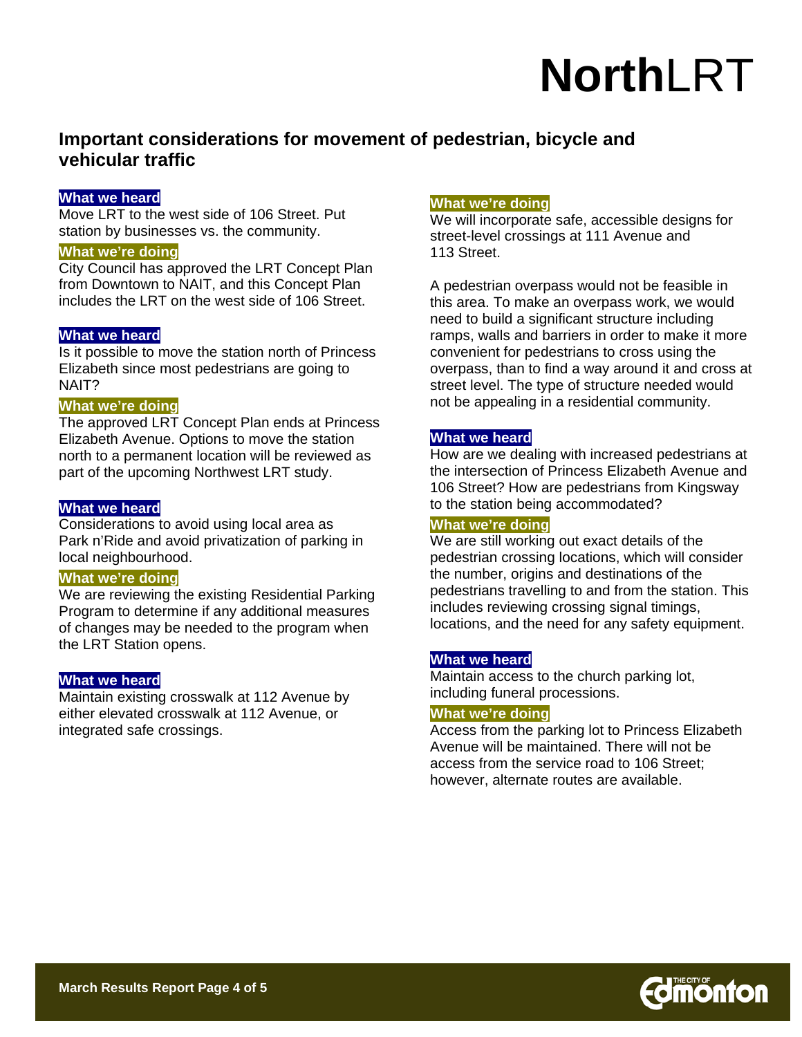# NorthLRT

## Important considerations for movement of pedestrian, bicycle and vehicular traffic

**What we heard**
Move LRT to the west side of 106 Street. Put station by businesses vs. the community.

**What we're doing**
City Council has approved the LRT Concept Plan from Downtown to NAIT, and this Concept Plan includes the LRT on the west side of 106 Street.

**What we heard**
Is it possible to move the station north of Princess Elizabeth since most pedestrians are going to NAIT?

**What we're doing**
The approved LRT Concept Plan ends at Princess Elizabeth Avenue. Options to move the station north to a permanent location will be reviewed as part of the upcoming Northwest LRT study.

**What we heard**
Considerations to avoid using local area as Park n'Ride and avoid privatization of parking in local neighbourhood.

**What we're doing**
We are reviewing the existing Residential Parking Program to determine if any additional measures of changes may be needed to the program when the LRT Station opens.

**What we heard**
Maintain existing crosswalk at 112 Avenue by either elevated crosswalk at 112 Avenue, or integrated safe crossings.

**What we're doing**
We will incorporate safe, accessible designs for street-level crossings at 111 Avenue and 113 Street.

A pedestrian overpass would not be feasible in this area. To make an overpass work, we would need to build a significant structure including ramps, walls and barriers in order to make it more convenient for pedestrians to cross using the overpass, than to find a way around it and cross at street level. The type of structure needed would not be appealing in a residential community.

**What we heard**
How are we dealing with increased pedestrians at the intersection of Princess Elizabeth Avenue and 106 Street? How are pedestrians from Kingsway to the station being accommodated?

**What we're doing**
We are still working out exact details of the pedestrian crossing locations, which will consider the number, origins and destinations of the pedestrians travelling to and from the station. This includes reviewing crossing signal timings, locations, and the need for any safety equipment.

**What we heard**
Maintain access to the church parking lot, including funeral processions.

**What we're doing**
Access from the parking lot to Princess Elizabeth Avenue will be maintained. There will not be access from the service road to 106 Street; however, alternate routes are available.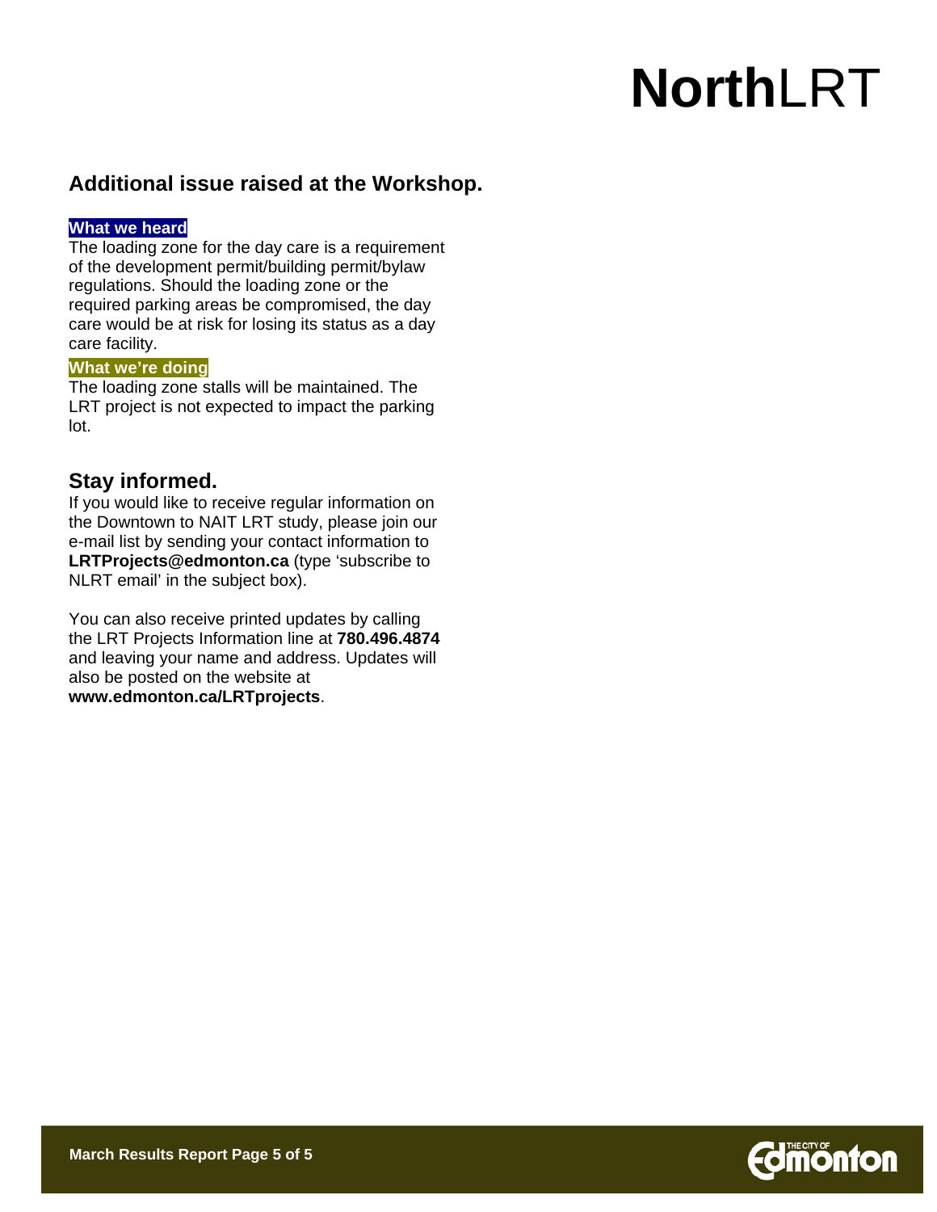## Additional issue raised at the Workshop.

**What we heard**

The loading zone for the day care is a requirement of the development permit/building permit/bylaw regulations. Should the loading zone or the required parking areas be compromised, the day care would be at risk for losing its status as a day care facility.

**What we're doing**

The loading zone stalls will be maintained. The LRT project is not expected to impact the parking lot.

## Stay informed.

If you would like to receive regular information on the Downtown to NAIT LRT study, please join our e-mail list by sending your contact information to **LRTProjects@edmonton.ca** (type 'subscribe to NLRT email' in the subject box).

You can also receive printed updates by calling the LRT Projects Information line at **780.496.4874** and leaving your name and address. Updates will also be posted on the website at **www.edmonton.ca/LRTprojects**.